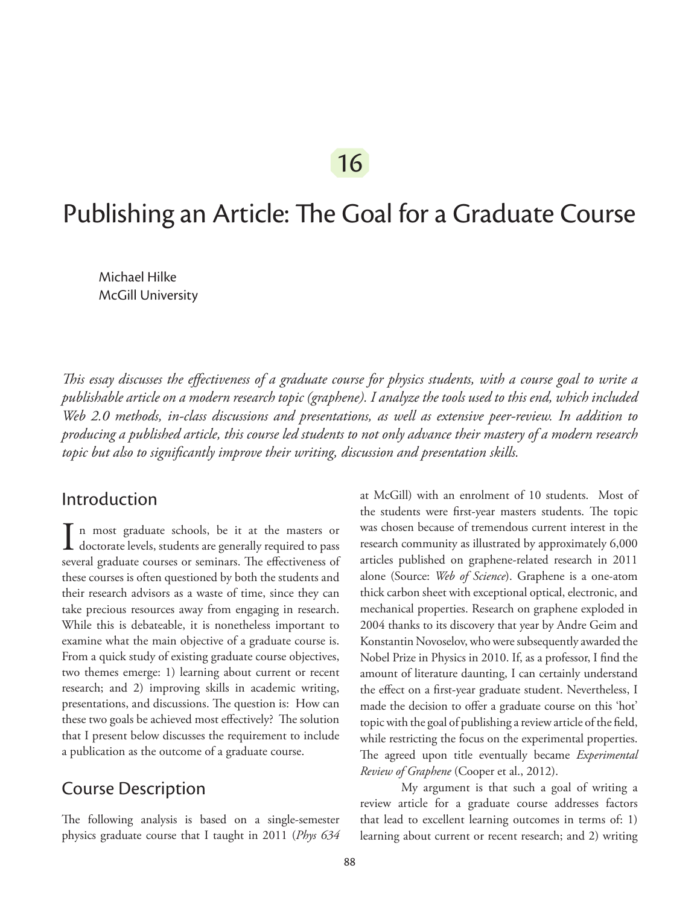16

# Publishing an Article: The Goal for a Graduate Course

Michael Hilke
McGill University

*This essay discusses the effectiveness of a graduate course for physics students, with a course goal to write a publishable article on a modern research topic (graphene). I analyze the tools used to this end, which included Web 2.0 methods, in-class discussions and presentations, as well as extensive peer-review. In addition to producing a published article, this course led students to not only advance their mastery of a modern research topic but also to significantly improve their writing, discussion and presentation skills.*

## Introduction

In most graduate schools, be it at the masters or doctorate levels, students are generally required to pass several graduate courses or seminars. The effectiveness of these courses is often questioned by both the students and their research advisors as a waste of time, since they can take precious resources away from engaging in research. While this is debateable, it is nonetheless important to examine what the main objective of a graduate course is. From a quick study of existing graduate course objectives, two themes emerge: 1) learning about current or recent research; and 2) improving skills in academic writing, presentations, and discussions. The question is: How can these two goals be achieved most effectively? The solution that I present below discusses the requirement to include a publication as the outcome of a graduate course.

## Course Description

The following analysis is based on a single-semester physics graduate course that I taught in 2011 (*Phys 634* at McGill) with an enrolment of 10 students. Most of the students were first-year masters students. The topic was chosen because of tremendous current interest in the research community as illustrated by approximately 6,000 articles published on graphene-related research in 2011 alone (Source: *Web of Science*). Graphene is a one-atom thick carbon sheet with exceptional optical, electronic, and mechanical properties. Research on graphene exploded in 2004 thanks to its discovery that year by Andre Geim and Konstantin Novoselov, who were subsequently awarded the Nobel Prize in Physics in 2010. If, as a professor, I find the amount of literature daunting, I can certainly understand the effect on a first-year graduate student. Nevertheless, I made the decision to offer a graduate course on this 'hot' topic with the goal of publishing a review article of the field, while restricting the focus on the experimental properties. The agreed upon title eventually became *Experimental Review of Graphene* (Cooper et al., 2012).

My argument is that such a goal of writing a review article for a graduate course addresses factors that lead to excellent learning outcomes in terms of: 1) learning about current or recent research; and 2) writing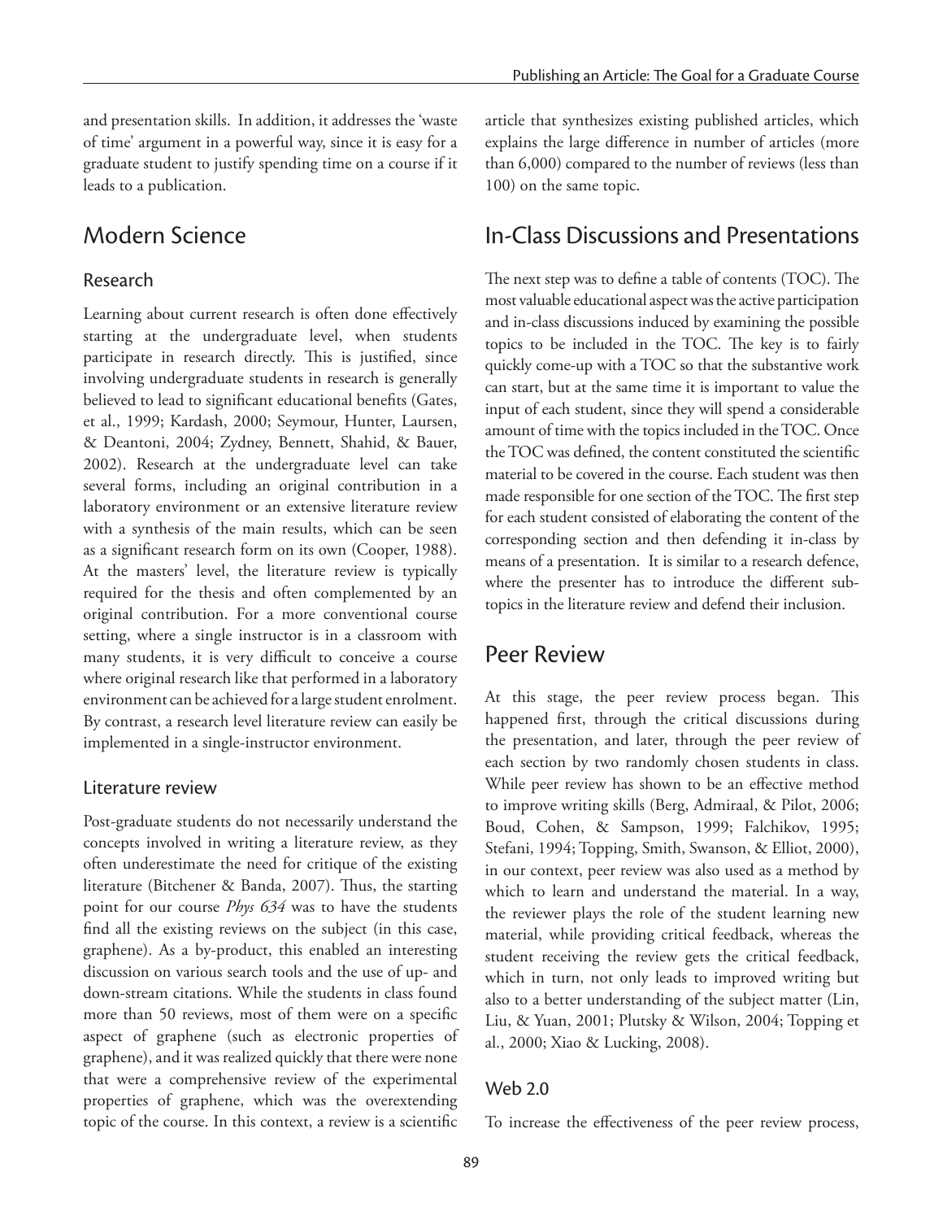and presentation skills. In addition, it addresses the 'waste of time' argument in a powerful way, since it is easy for a graduate student to justify spending time on a course if it leads to a publication.

## Modern Science

### Research

Learning about current research is often done effectively starting at the undergraduate level, when students participate in research directly. This is justified, since involving undergraduate students in research is generally believed to lead to significant educational benefits (Gates, et al., 1999; Kardash, 2000; Seymour, Hunter, Laursen, & Deantoni, 2004; Zydney, Bennett, Shahid, & Bauer, 2002). Research at the undergraduate level can take several forms, including an original contribution in a laboratory environment or an extensive literature review with a synthesis of the main results, which can be seen as a significant research form on its own (Cooper, 1988). At the masters' level, the literature review is typically required for the thesis and often complemented by an original contribution. For a more conventional course setting, where a single instructor is in a classroom with many students, it is very difficult to conceive a course where original research like that performed in a laboratory environment can be achieved for a large student enrolment. By contrast, a research level literature review can easily be implemented in a single-instructor environment.

### Literature review

Post-graduate students do not necessarily understand the concepts involved in writing a literature review, as they often underestimate the need for critique of the existing literature (Bitchener & Banda, 2007). Thus, the starting point for our course *Phys 634* was to have the students find all the existing reviews on the subject (in this case, graphene). As a by-product, this enabled an interesting discussion on various search tools and the use of up- and down-stream citations. While the students in class found more than 50 reviews, most of them were on a specific aspect of graphene (such as electronic properties of graphene), and it was realized quickly that there were none that were a comprehensive review of the experimental properties of graphene, which was the overextending topic of the course. In this context, a review is a scientific article that synthesizes existing published articles, which explains the large difference in number of articles (more than 6,000) compared to the number of reviews (less than 100) on the same topic.

## In-Class Discussions and Presentations

The next step was to define a table of contents (TOC). The most valuable educational aspect was the active participation and in-class discussions induced by examining the possible topics to be included in the TOC. The key is to fairly quickly come-up with a TOC so that the substantive work can start, but at the same time it is important to value the input of each student, since they will spend a considerable amount of time with the topics included in the TOC. Once the TOC was defined, the content constituted the scientific material to be covered in the course. Each student was then made responsible for one section of the TOC. The first step for each student consisted of elaborating the content of the corresponding section and then defending it in-class by means of a presentation. It is similar to a research defence, where the presenter has to introduce the different sub-topics in the literature review and defend their inclusion.

## Peer Review

At this stage, the peer review process began. This happened first, through the critical discussions during the presentation, and later, through the peer review of each section by two randomly chosen students in class. While peer review has shown to be an effective method to improve writing skills (Berg, Admiraal, & Pilot, 2006; Boud, Cohen, & Sampson, 1999; Falchikov, 1995; Stefani, 1994; Topping, Smith, Swanson, & Elliot, 2000), in our context, peer review was also used as a method by which to learn and understand the material. In a way, the reviewer plays the role of the student learning new material, while providing critical feedback, whereas the student receiving the review gets the critical feedback, which in turn, not only leads to improved writing but also to a better understanding of the subject matter (Lin, Liu, & Yuan, 2001; Plutsky & Wilson, 2004; Topping et al., 2000; Xiao & Lucking, 2008).

### Web 2.0

To increase the effectiveness of the peer review process,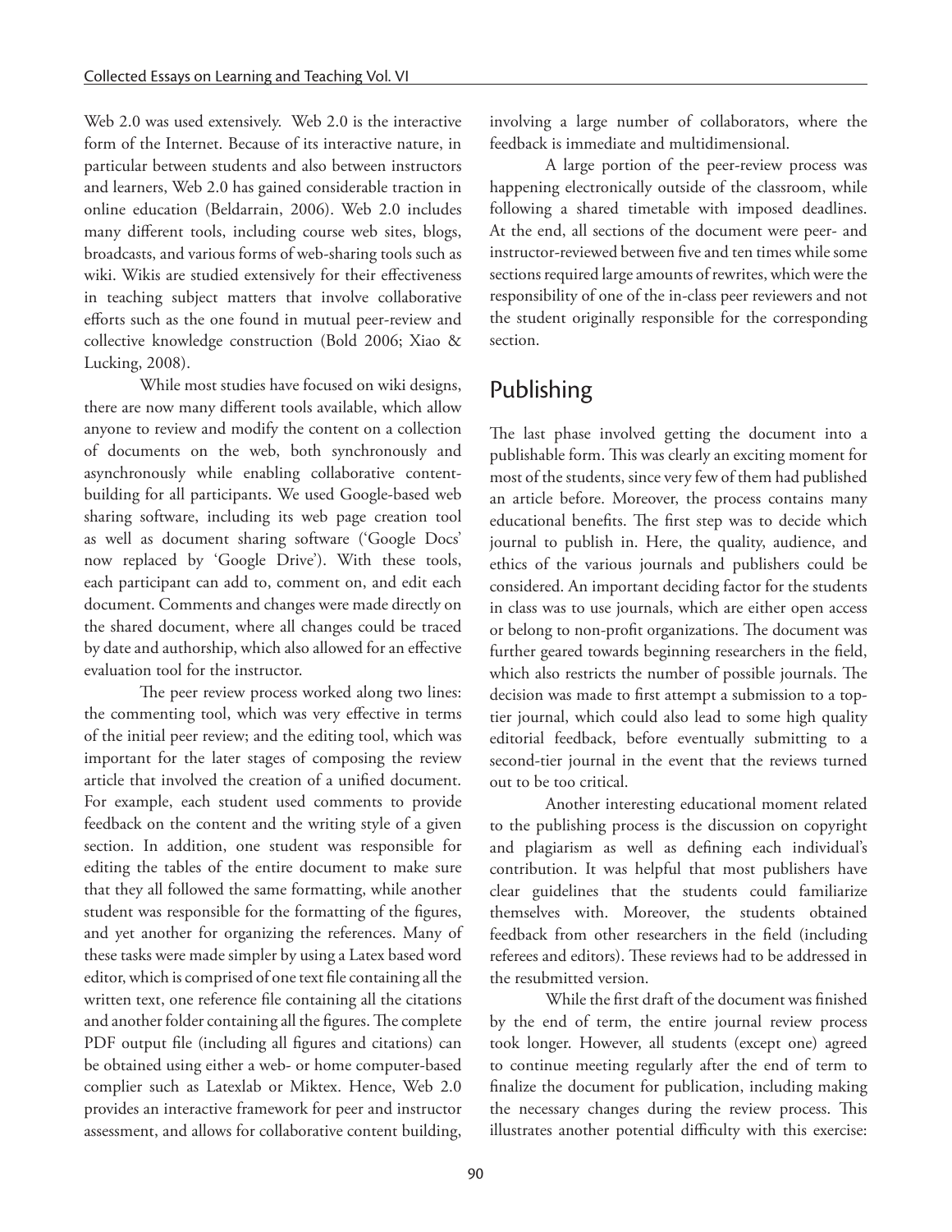Web 2.0 was used extensively. Web 2.0 is the interactive form of the Internet. Because of its interactive nature, in particular between students and also between instructors and learners, Web 2.0 has gained considerable traction in online education (Beldarrain, 2006). Web 2.0 includes many different tools, including course web sites, blogs, broadcasts, and various forms of web-sharing tools such as wiki. Wikis are studied extensively for their effectiveness in teaching subject matters that involve collaborative efforts such as the one found in mutual peer-review and collective knowledge construction (Bold 2006; Xiao & Lucking, 2008).

While most studies have focused on wiki designs, there are now many different tools available, which allow anyone to review and modify the content on a collection of documents on the web, both synchronously and asynchronously while enabling collaborative content-building for all participants. We used Google-based web sharing software, including its web page creation tool as well as document sharing software ('Google Docs' now replaced by 'Google Drive'). With these tools, each participant can add to, comment on, and edit each document. Comments and changes were made directly on the shared document, where all changes could be traced by date and authorship, which also allowed for an effective evaluation tool for the instructor.

The peer review process worked along two lines: the commenting tool, which was very effective in terms of the initial peer review; and the editing tool, which was important for the later stages of composing the review article that involved the creation of a unified document. For example, each student used comments to provide feedback on the content and the writing style of a given section. In addition, one student was responsible for editing the tables of the entire document to make sure that they all followed the same formatting, while another student was responsible for the formatting of the figures, and yet another for organizing the references. Many of these tasks were made simpler by using a Latex based word editor, which is comprised of one text file containing all the written text, one reference file containing all the citations and another folder containing all the figures. The complete PDF output file (including all figures and citations) can be obtained using either a web- or home computer-based complier such as Latexlab or Miktex. Hence, Web 2.0 provides an interactive framework for peer and instructor assessment, and allows for collaborative content building, involving a large number of collaborators, where the feedback is immediate and multidimensional.

A large portion of the peer-review process was happening electronically outside of the classroom, while following a shared timetable with imposed deadlines. At the end, all sections of the document were peer- and instructor-reviewed between five and ten times while some sections required large amounts of rewrites, which were the responsibility of one of the in-class peer reviewers and not the student originally responsible for the corresponding section.

## Publishing

The last phase involved getting the document into a publishable form. This was clearly an exciting moment for most of the students, since very few of them had published an article before. Moreover, the process contains many educational benefits. The first step was to decide which journal to publish in. Here, the quality, audience, and ethics of the various journals and publishers could be considered. An important deciding factor for the students in class was to use journals, which are either open access or belong to non-profit organizations. The document was further geared towards beginning researchers in the field, which also restricts the number of possible journals. The decision was made to first attempt a submission to a top-tier journal, which could also lead to some high quality editorial feedback, before eventually submitting to a second-tier journal in the event that the reviews turned out to be too critical.

Another interesting educational moment related to the publishing process is the discussion on copyright and plagiarism as well as defining each individual's contribution. It was helpful that most publishers have clear guidelines that the students could familiarize themselves with. Moreover, the students obtained feedback from other researchers in the field (including referees and editors). These reviews had to be addressed in the resubmitted version.

While the first draft of the document was finished by the end of term, the entire journal review process took longer. However, all students (except one) agreed to continue meeting regularly after the end of term to finalize the document for publication, including making the necessary changes during the review process. This illustrates another potential difficulty with this exercise: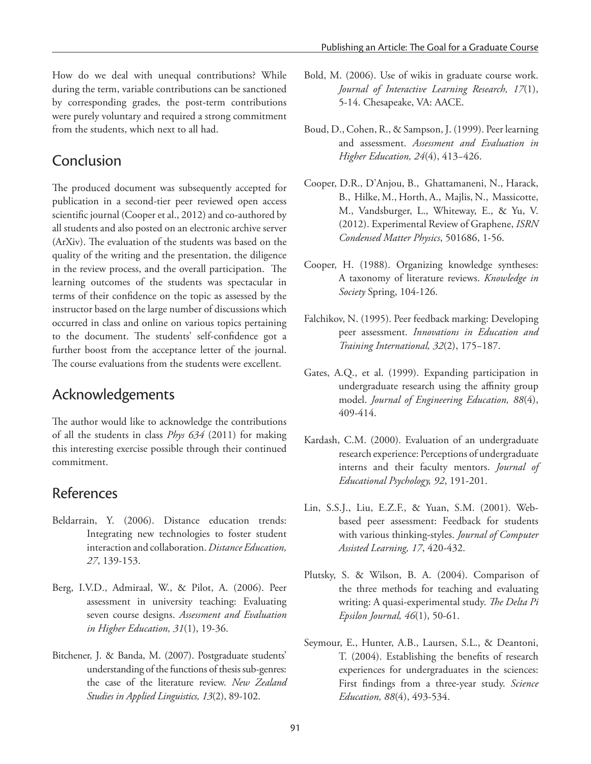How do we deal with unequal contributions? While during the term, variable contributions can be sanctioned by corresponding grades, the post-term contributions were purely voluntary and required a strong commitment from the students, which next to all had.

## Conclusion

The produced document was subsequently accepted for publication in a second-tier peer reviewed open access scientific journal (Cooper et al., 2012) and co-authored by all students and also posted on an electronic archive server (ArXiv). The evaluation of the students was based on the quality of the writing and the presentation, the diligence in the review process, and the overall participation. The learning outcomes of the students was spectacular in terms of their confidence on the topic as assessed by the instructor based on the large number of discussions which occurred in class and online on various topics pertaining to the document. The students' self-confidence got a further boost from the acceptance letter of the journal. The course evaluations from the students were excellent.

## Acknowledgements

The author would like to acknowledge the contributions of all the students in class *Phys 634* (2011) for making this interesting exercise possible through their continued commitment.

## References

Beldarrain, Y. (2006). Distance education trends: Integrating new technologies to foster student interaction and collaboration. *Distance Education, 27*, 139-153.

Berg, I.V.D., Admiraal, W., & Pilot, A. (2006). Peer assessment in university teaching: Evaluating seven course designs. *Assessment and Evaluation in Higher Education, 31*(1), 19-36.

Bitchener, J. & Banda, M. (2007). Postgraduate students' understanding of the functions of thesis sub-genres: the case of the literature review. *New Zealand Studies in Applied Linguistics, 13*(2), 89-102.

Bold, M. (2006). Use of wikis in graduate course work. *Journal of Interactive Learning Research, 17*(1), 5-14. Chesapeake, VA: AACE.

Boud, D., Cohen, R., & Sampson, J. (1999). Peer learning and assessment. *Assessment and Evaluation in Higher Education, 24*(4), 413–426.

Cooper, D.R., D'Anjou, B., Ghattamaneni, N., Harack, B., Hilke, M., Horth, A., Majlis, N., Massicotte, M., Vandsburger, L., Whiteway, E., & Yu, V. (2012). Experimental Review of Graphene, *ISRN Condensed Matter Physics*, 501686, 1-56.

Cooper, H. (1988). Organizing knowledge syntheses: A taxonomy of literature reviews. *Knowledge in Society* Spring, 104-126.

Falchikov, N. (1995). Peer feedback marking: Developing peer assessment. *Innovations in Education and Training International, 32*(2), 175–187.

Gates, A.Q., et al. (1999). Expanding participation in undergraduate research using the affinity group model. *Journal of Engineering Education, 88*(4), 409-414.

Kardash, C.M. (2000). Evaluation of an undergraduate research experience: Perceptions of undergraduate interns and their faculty mentors. *Journal of Educational Psychology, 92*, 191-201.

Lin, S.S.J., Liu, E.Z.F., & Yuan, S.M. (2001). Web-based peer assessment: Feedback for students with various thinking-styles. *Journal of Computer Assisted Learning, 17*, 420-432.

Plutsky, S. & Wilson, B. A. (2004). Comparison of the three methods for teaching and evaluating writing: A quasi-experimental study. *The Delta Pi Epsilon Journal, 46*(1), 50-61.

Seymour, E., Hunter, A.B., Laursen, S.L., & Deantoni, T. (2004). Establishing the benefits of research experiences for undergraduates in the sciences: First findings from a three-year study. *Science Education, 88*(4), 493-534.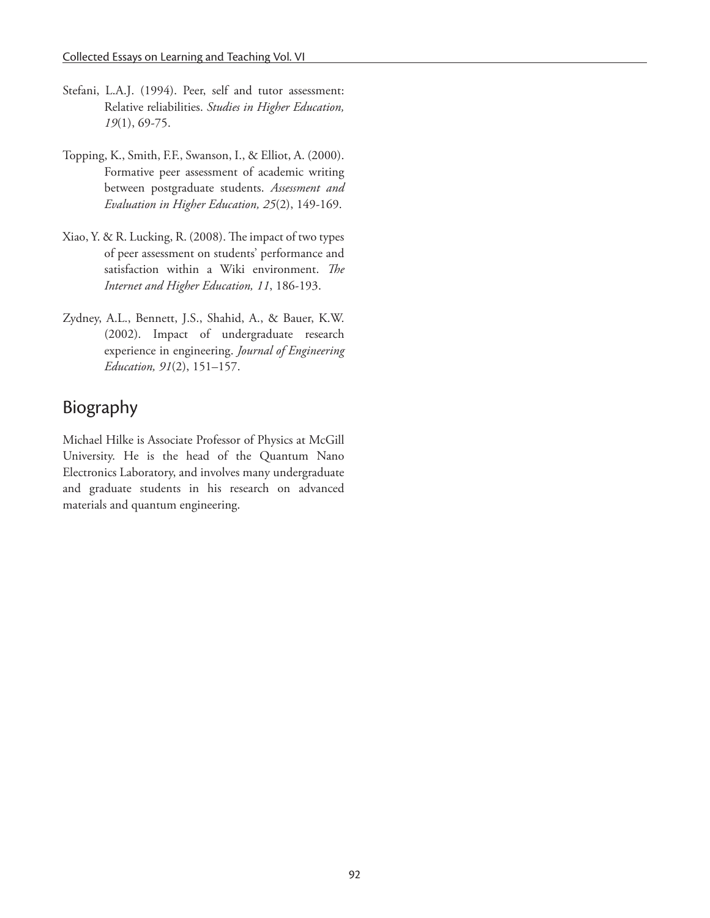Stefani, L.A.J. (1994). Peer, self and tutor assessment: Relative reliabilities. *Studies in Higher Education, 19*(1), 69-75.

Topping, K., Smith, F.F., Swanson, I., & Elliot, A. (2000). Formative peer assessment of academic writing between postgraduate students. *Assessment and Evaluation in Higher Education, 25*(2), 149-169.

Xiao, Y. & R. Lucking, R. (2008). The impact of two types of peer assessment on students' performance and satisfaction within a Wiki environment. *The Internet and Higher Education, 11*, 186-193.

Zydney, A.L., Bennett, J.S., Shahid, A., & Bauer, K.W. (2002). Impact of undergraduate research experience in engineering. *Journal of Engineering Education, 91*(2), 151–157.

## Biography

Michael Hilke is Associate Professor of Physics at McGill University. He is the head of the Quantum Nano Electronics Laboratory, and involves many undergraduate and graduate students in his research on advanced materials and quantum engineering.